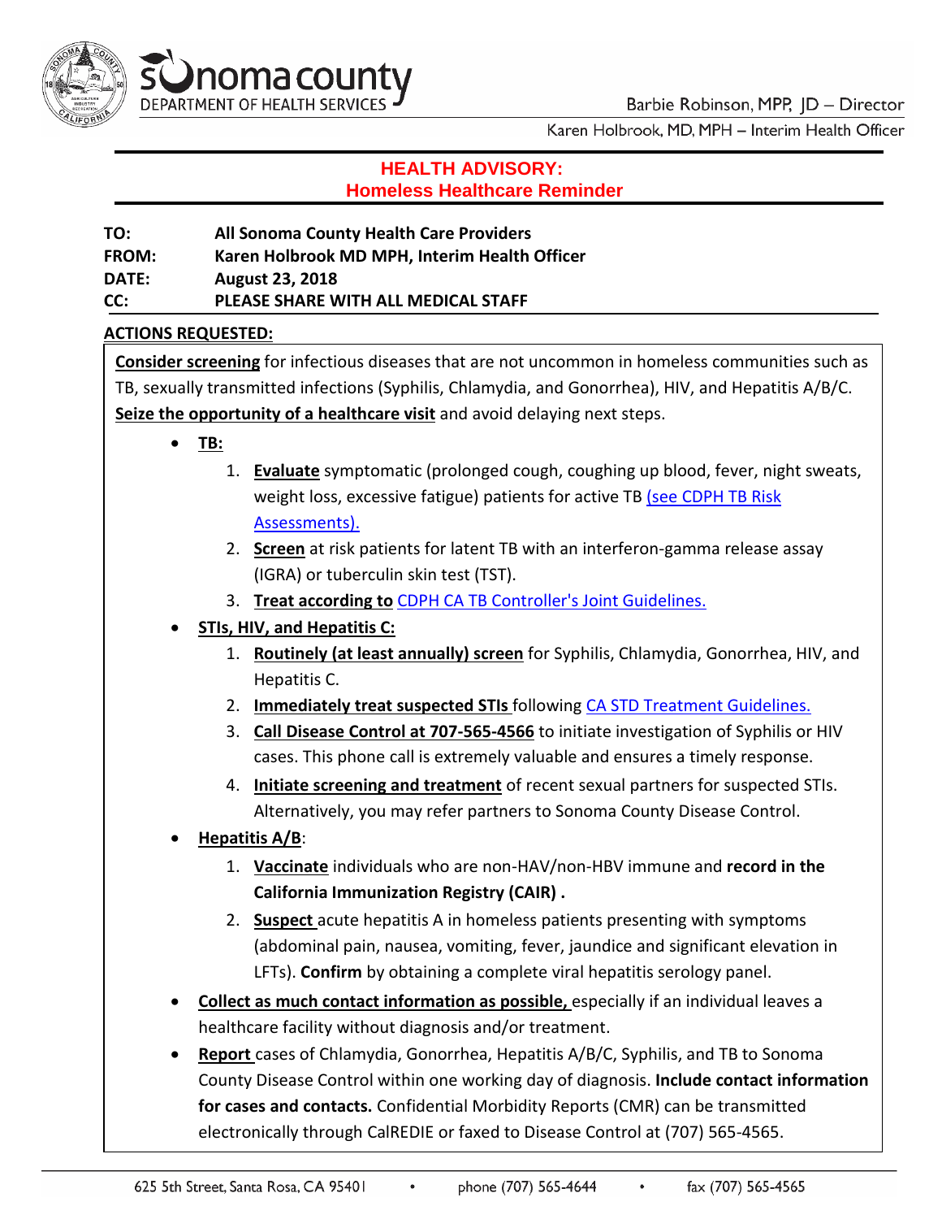Sonoma County Department of Health Services

Barbie Robinson, MPP, JD – Director

Karen Holbrook, MD, MPH – Interim Health Officer

# HEALTH ADVISORY:
## Homeless Healthcare Reminder

**TO:** All Sonoma County Health Care Providers
**FROM:** Karen Holbrook MD MPH, Interim Health Officer
**DATE:** August 23, 2018
**CC:** PLEASE SHARE WITH ALL MEDICAL STAFF

**ACTIONS REQUESTED:**

**Consider screening** for infectious diseases that are not uncommon in homeless communities such as TB, sexually transmitted infections (Syphilis, Chlamydia, and Gonorrhea), HIV, and Hepatitis A/B/C. **Seize the opportunity of a healthcare visit** and avoid delaying next steps.

- **TB:**
  1. **Evaluate** symptomatic (prolonged cough, coughing up blood, fever, night sweats, weight loss, excessive fatigue) patients for active TB (see CDPH TB Risk Assessments).
  2. **Screen** at risk patients for latent TB with an interferon-gamma release assay (IGRA) or tuberculin skin test (TST).
  3. **Treat according to** CDPH CA TB Controller's Joint Guidelines.
- **STIs, HIV, and Hepatitis C:**
  1. **Routinely (at least annually) screen** for Syphilis, Chlamydia, Gonorrhea, HIV, and Hepatitis C.
  2. **Immediately treat suspected STIs** following CA STD Treatment Guidelines.
  3. **Call Disease Control at 707-565-4566** to initiate investigation of Syphilis or HIV cases. This phone call is extremely valuable and ensures a timely response.
  4. **Initiate screening and treatment** of recent sexual partners for suspected STIs. Alternatively, you may refer partners to Sonoma County Disease Control.
- **Hepatitis A/B**:
  1. **Vaccinate** individuals who are non-HAV/non-HBV immune and **record in the California Immunization Registry (CAIR) .**
  2. **Suspect** acute hepatitis A in homeless patients presenting with symptoms (abdominal pain, nausea, vomiting, fever, jaundice and significant elevation in LFTs). **Confirm** by obtaining a complete viral hepatitis serology panel.
- **Collect as much contact information as possible,** especially if an individual leaves a healthcare facility without diagnosis and/or treatment.
- **Report** cases of Chlamydia, Gonorrhea, Hepatitis A/B/C, Syphilis, and TB to Sonoma County Disease Control within one working day of diagnosis. **Include contact information for cases and contacts.** Confidential Morbidity Reports (CMR) can be transmitted electronically through CalREDIE or faxed to Disease Control at (707) 565-4565.

625 5th Street, Santa Rosa, CA 95401 • phone (707) 565-4644 • fax (707) 565-4565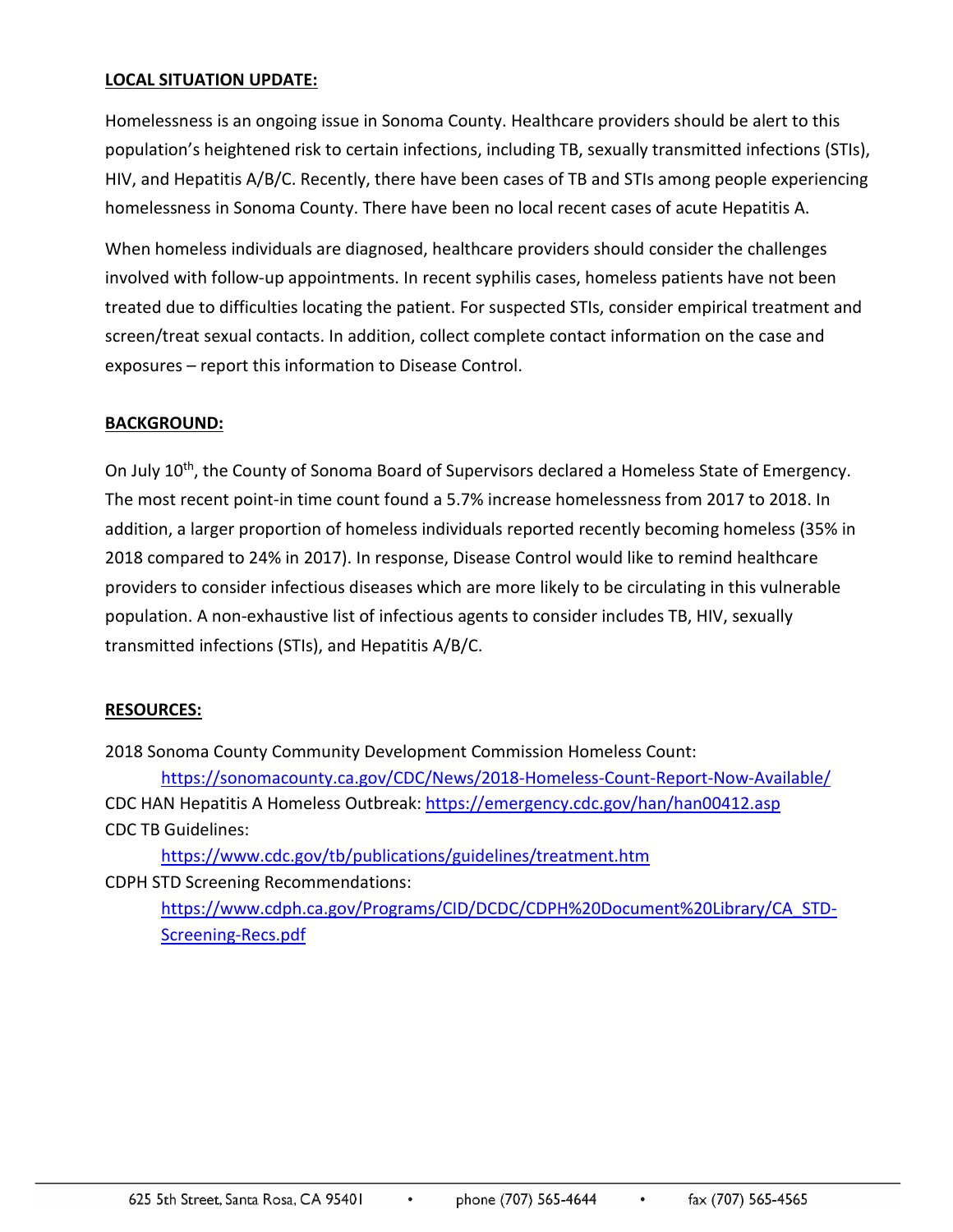**LOCAL SITUATION UPDATE:**

Homelessness is an ongoing issue in Sonoma County. Healthcare providers should be alert to this population's heightened risk to certain infections, including TB, sexually transmitted infections (STIs), HIV, and Hepatitis A/B/C. Recently, there have been cases of TB and STIs among people experiencing homelessness in Sonoma County. There have been no local recent cases of acute Hepatitis A.

When homeless individuals are diagnosed, healthcare providers should consider the challenges involved with follow-up appointments. In recent syphilis cases, homeless patients have not been treated due to difficulties locating the patient. For suspected STIs, consider empirical treatment and screen/treat sexual contacts. In addition, collect complete contact information on the case and exposures – report this information to Disease Control.

**BACKGROUND:**

On July 10th, the County of Sonoma Board of Supervisors declared a Homeless State of Emergency. The most recent point-in time count found a 5.7% increase homelessness from 2017 to 2018. In addition, a larger proportion of homeless individuals reported recently becoming homeless (35% in 2018 compared to 24% in 2017). In response, Disease Control would like to remind healthcare providers to consider infectious diseases which are more likely to be circulating in this vulnerable population. A non-exhaustive list of infectious agents to consider includes TB, HIV, sexually transmitted infections (STIs), and Hepatitis A/B/C.

**RESOURCES:**

2018 Sonoma County Community Development Commission Homeless Count:
https://sonomacounty.ca.gov/CDC/News/2018-Homeless-Count-Report-Now-Available/

CDC HAN Hepatitis A Homeless Outbreak: https://emergency.cdc.gov/han/han00412.asp

CDC TB Guidelines:
https://www.cdc.gov/tb/publications/guidelines/treatment.htm

CDPH STD Screening Recommendations:
https://www.cdph.ca.gov/Programs/CID/DCDC/CDPH%20Document%20Library/CA_STD-Screening-Recs.pdf

625 5th Street, Santa Rosa, CA 95401 • phone (707) 565-4644 • fax (707) 565-4565